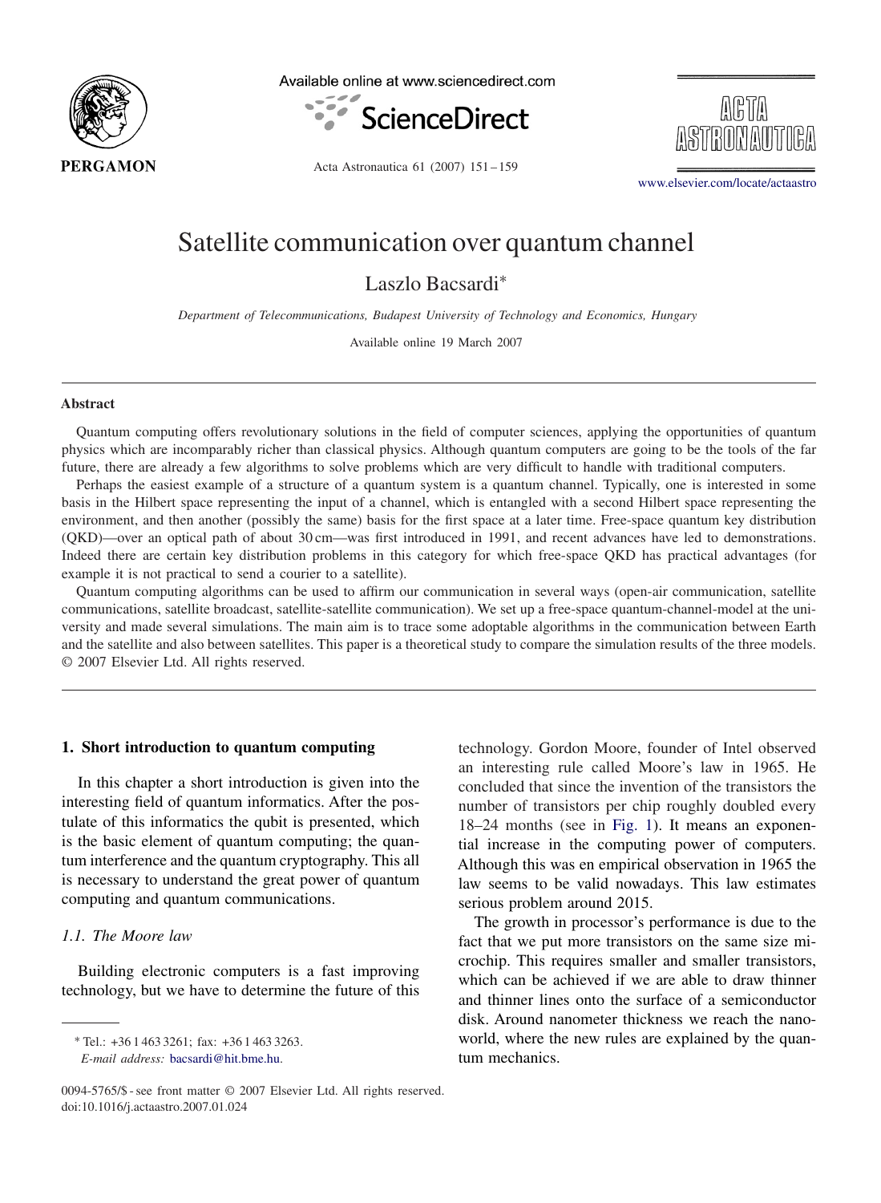# Satellite communication over quantum channel

Laszlo Bacsardi*

*Department of Telecommunications, Budapest University of Technology and Economics, Hungary*

Available online 19 March 2007

## Abstract

Quantum computing offers revolutionary solutions in the field of computer sciences, applying the opportunities of quantum physics which are incomparably richer than classical physics. Although quantum computers are going to be the tools of the far future, there are already a few algorithms to solve problems which are very difficult to handle with traditional computers.

Perhaps the easiest example of a structure of a quantum system is a quantum channel. Typically, one is interested in some basis in the Hilbert space representing the input of a channel, which is entangled with a second Hilbert space representing the environment, and then another (possibly the same) basis for the first space at a later time. Free-space quantum key distribution (QKD)—over an optical path of about 30 cm—was first introduced in 1991, and recent advances have led to demonstrations. Indeed there are certain key distribution problems in this category for which free-space QKD has practical advantages (for example it is not practical to send a courier to a satellite).

Quantum computing algorithms can be used to affirm our communication in several ways (open-air communication, satellite communications, satellite broadcast, satellite-satellite communication). We set up a free-space quantum-channel-model at the university and made several simulations. The main aim is to trace some adoptable algorithms in the communication between Earth and the satellite and also between satellites. This paper is a theoretical study to compare the simulation results of the three models.
© 2007 Elsevier Ltd. All rights reserved.

## 1. Short introduction to quantum computing

In this chapter a short introduction is given into the interesting field of quantum informatics. After the postulate of this informatics the qubit is presented, which is the basic element of quantum computing; the quantum interference and the quantum cryptography. This all is necessary to understand the great power of quantum computing and quantum communications.

### 1.1. The Moore law

Building electronic computers is a fast improving technology, but we have to determine the future of this technology. Gordon Moore, founder of Intel observed an interesting rule called Moore's law in 1965. He concluded that since the invention of the transistors the number of transistors per chip roughly doubled every 18–24 months (see in Fig. 1). It means an exponential increase in the computing power of computers. Although this was en empirical observation in 1965 the law seems to be valid nowadays. This law estimates serious problem around 2015.

The growth in processor's performance is due to the fact that we put more transistors on the same size microchip. This requires smaller and smaller transistors, which can be achieved if we are able to draw thinner and thinner lines onto the surface of a semiconductor disk. Around nanometer thickness we reach the nanoworld, where the new rules are explained by the quantum mechanics.

---

* Tel.: +36 1 463 3261; fax: +36 1 463 3263.
*E-mail address:* bacsardi@hit.bme.hu.

0094-5765/$ - see front matter © 2007 Elsevier Ltd. All rights reserved.
doi:10.1016/j.actaastro.2007.01.024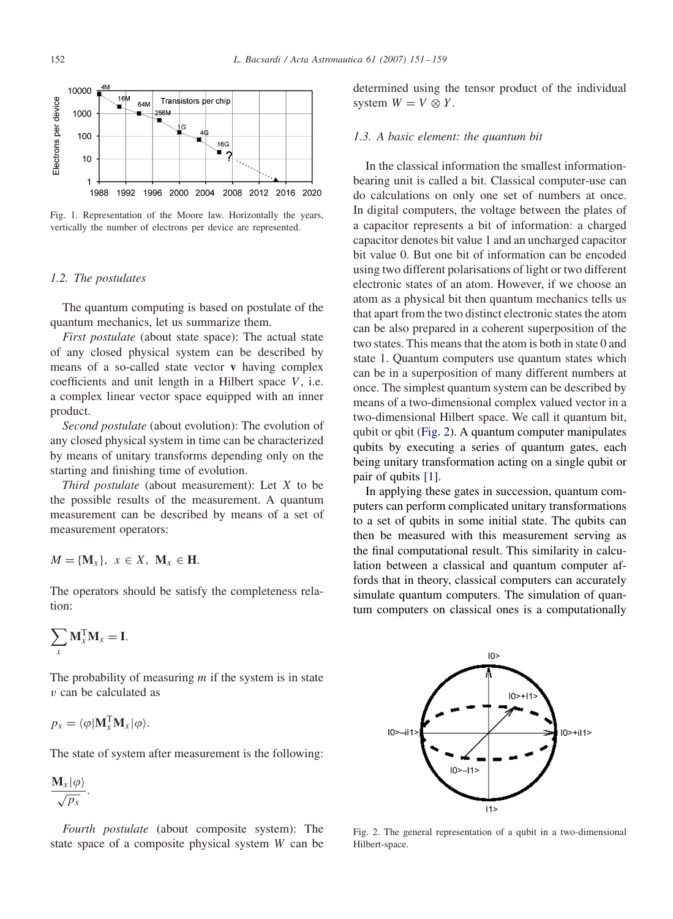Fig. 1. Representation of the Moore law. Horizontally the years, vertically the number of electrons per device are represented.

### 1.2. The postulates

The quantum computing is based on postulate of the quantum mechanics, let us summarize them.

*First postulate* (about state space): The actual state of any closed physical system can be described by means of a so-called state vector **v** having complex coefficients and unit length in a Hilbert space $V$, i.e. a complex linear vector space equipped with an inner product.

*Second postulate* (about evolution): The evolution of any closed physical system in time can be characterized by means of unitary transforms depending only on the starting and finishing time of evolution.

*Third postulate* (about measurement): Let $X$ to be the possible results of the measurement. A quantum measurement can be described by means of a set of measurement operators:

$$M = \{\mathbf{M}_x\}, \ x \in X, \ \mathbf{M}_x \in \mathbf{H}.$$

The operators should be satisfy the completeness relation:

$$\sum_x \mathbf{M}_x^{\mathrm{T}} \mathbf{M}_x = \mathbf{I}.$$

The probability of measuring $m$ if the system is in state $v$ can be calculated as

$$p_x = \langle \varphi | \mathbf{M}_x^{\mathrm{T}} \mathbf{M}_x | \varphi \rangle.$$

The state of system after measurement is the following:

$$\frac{\mathbf{M}_x |\varphi\rangle}{\sqrt{p_x}}.$$

*Fourth postulate* (about composite system): The state space of a composite physical system $W$ can be determined using the tensor product of the individual system $W = V \otimes Y$.

### 1.3. A basic element: the quantum bit

In the classical information the smallest information-bearing unit is called a bit. Classical computer-use can do calculations on only one set of numbers at once. In digital computers, the voltage between the plates of a capacitor represents a bit of information: a charged capacitor denotes bit value 1 and an uncharged capacitor bit value 0. But one bit of information can be encoded using two different polarisations of light or two different electronic states of an atom. However, if we choose an atom as a physical bit then quantum mechanics tells us that apart from the two distinct electronic states the atom can be also prepared in a coherent superposition of the two states. This means that the atom is both in state 0 and state 1. Quantum computers use quantum states which can be in a superposition of many different numbers at once. The simplest quantum system can be described by means of a two-dimensional complex valued vector in a two-dimensional Hilbert space. We call it quantum bit, qubit or qbit (Fig. 2). A quantum computer manipulates qubits by executing a series of quantum gates, each being unitary transformation acting on a single qubit or pair of qubits [1].

In applying these gates in succession, quantum computers can perform complicated unitary transformations to a set of qubits in some initial state. The qubits can then be measured with this measurement serving as the final computational result. This similarity in calculation between a classical and quantum computer affords that in theory, classical computers can accurately simulate quantum computers. The simulation of quantum computers on classical ones is a computationally

Fig. 2. The general representation of a qubit in a two-dimensional Hilbert-space.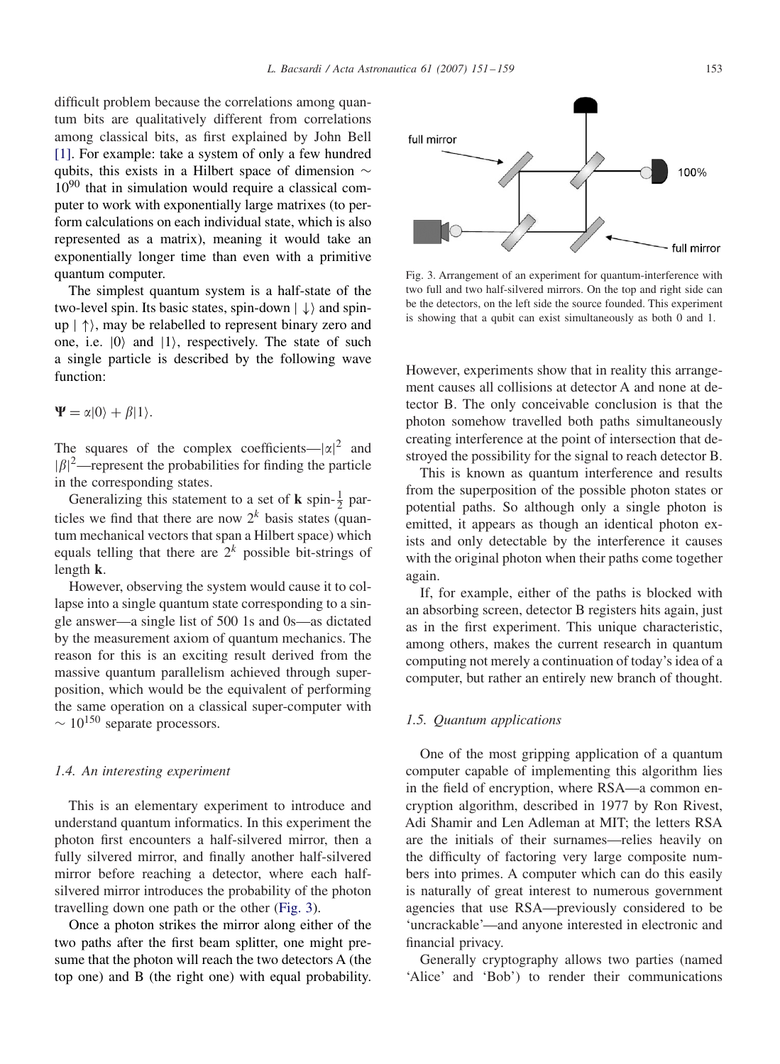difficult problem because the correlations among quantum bits are qualitatively different from correlations among classical bits, as first explained by John Bell [1]. For example: take a system of only a few hundred qubits, this exists in a Hilbert space of dimension $\sim 10^{90}$ that in simulation would require a classical computer to work with exponentially large matrixes (to perform calculations on each individual state, which is also represented as a matrix), meaning it would take an exponentially longer time than even with a primitive quantum computer.

The simplest quantum system is a half-state of the two-level spin. Its basic states, spin-down $|\downarrow\rangle$ and spin-up $|\uparrow\rangle$, may be relabelled to represent binary zero and one, i.e. $|0\rangle$ and $|1\rangle$, respectively. The state of such a single particle is described by the following wave function:

$$\mathbf{\Psi} = \alpha|0\rangle + \beta|1\rangle.$$

The squares of the complex coefficients—$|\alpha|^2$ and $|\beta|^2$—represent the probabilities for finding the particle in the corresponding states.

Generalizing this statement to a set of $\mathbf{k}$ spin-$\frac{1}{2}$ particles we find that there are now $2^k$ basis states (quantum mechanical vectors that span a Hilbert space) which equals telling that there are $2^k$ possible bit-strings of length $\mathbf{k}$.

However, observing the system would cause it to collapse into a single quantum state corresponding to a single answer—a single list of 500 1s and 0s—as dictated by the measurement axiom of quantum mechanics. The reason for this is an exciting result derived from the massive quantum parallelism achieved through superposition, which would be the equivalent of performing the same operation on a classical super-computer with $\sim 10^{150}$ separate processors.

### 1.4. An interesting experiment

This is an elementary experiment to introduce and understand quantum informatics. In this experiment the photon first encounters a half-silvered mirror, then a fully silvered mirror, and finally another half-silvered mirror before reaching a detector, where each half-silvered mirror introduces the probability of the photon travelling down one path or the other (Fig. 3).

Once a photon strikes the mirror along either of the two paths after the first beam splitter, one might presume that the photon will reach the two detectors A (the top one) and B (the right one) with equal probability.

Fig. 3. Arrangement of an experiment for quantum-interference with two full and two half-silvered mirrors. On the top and right side can be the detectors, on the left side the source founded. This experiment is showing that a qubit can exist simultaneously as both 0 and 1.

However, experiments show that in reality this arrangement causes all collisions at detector A and none at detector B. The only conceivable conclusion is that the photon somehow travelled both paths simultaneously creating interference at the point of intersection that destroyed the possibility for the signal to reach detector B.

This is known as quantum interference and results from the superposition of the possible photon states or potential paths. So although only a single photon is emitted, it appears as though an identical photon exists and only detectable by the interference it causes with the original photon when their paths come together again.

If, for example, either of the paths is blocked with an absorbing screen, detector B registers hits again, just as in the first experiment. This unique characteristic, among others, makes the current research in quantum computing not merely a continuation of today's idea of a computer, but rather an entirely new branch of thought.

### 1.5. Quantum applications

One of the most gripping application of a quantum computer capable of implementing this algorithm lies in the field of encryption, where RSA—a common encryption algorithm, described in 1977 by Ron Rivest, Adi Shamir and Len Adleman at MIT; the letters RSA are the initials of their surnames—relies heavily on the difficulty of factoring very large composite numbers into primes. A computer which can do this easily is naturally of great interest to numerous government agencies that use RSA—previously considered to be 'uncrackable'—and anyone interested in electronic and financial privacy.

Generally cryptography allows two parties (named 'Alice' and 'Bob') to render their communications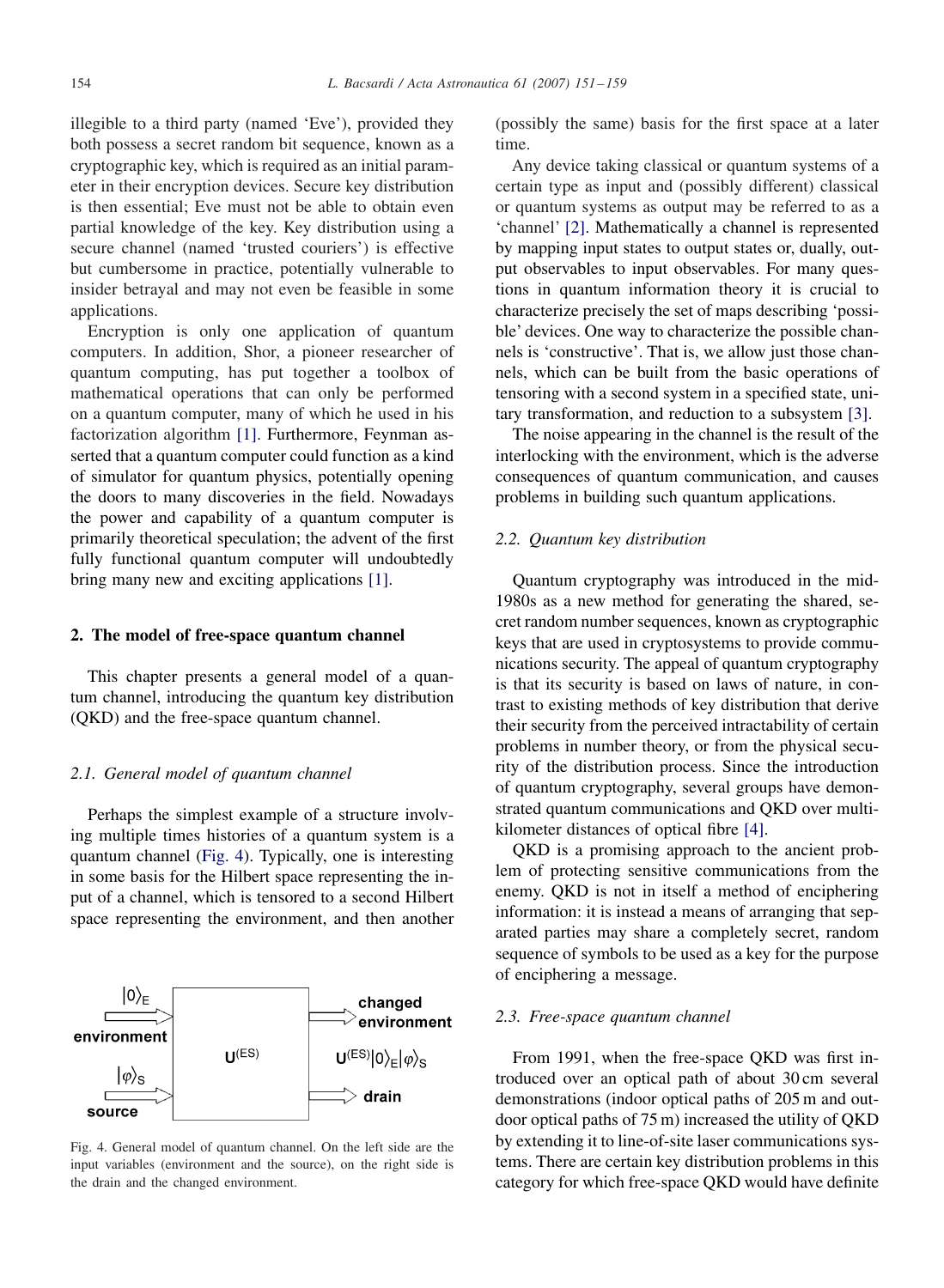illegible to a third party (named 'Eve'), provided they both possess a secret random bit sequence, known as a cryptographic key, which is required as an initial parameter in their encryption devices. Secure key distribution is then essential; Eve must not be able to obtain even partial knowledge of the key. Key distribution using a secure channel (named 'trusted couriers') is effective but cumbersome in practice, potentially vulnerable to insider betrayal and may not even be feasible in some applications.

Encryption is only one application of quantum computers. In addition, Shor, a pioneer researcher of quantum computing, has put together a toolbox of mathematical operations that can only be performed on a quantum computer, many of which he used in his factorization algorithm [1]. Furthermore, Feynman asserted that a quantum computer could function as a kind of simulator for quantum physics, potentially opening the doors to many discoveries in the field. Nowadays the power and capability of a quantum computer is primarily theoretical speculation; the advent of the first fully functional quantum computer will undoubtedly bring many new and exciting applications [1].

## 2. The model of free-space quantum channel

This chapter presents a general model of a quantum channel, introducing the quantum key distribution (QKD) and the free-space quantum channel.

### *2.1. General model of quantum channel*

Perhaps the simplest example of a structure involving multiple times histories of a quantum system is a quantum channel (Fig. 4). Typically, one is interesting in some basis for the Hilbert space representing the input of a channel, which is tensored to a second Hilbert space representing the environment, and then another (possibly the same) basis for the first space at a later time.

Fig. 4. General model of quantum channel. On the left side are the input variables (environment and the source), on the right side is the drain and the changed environment.

Any device taking classical or quantum systems of a certain type as input and (possibly different) classical or quantum systems as output may be referred to as a 'channel' [2]. Mathematically a channel is represented by mapping input states to output states or, dually, output observables to input observables. For many questions in quantum information theory it is crucial to characterize precisely the set of maps describing 'possible' devices. One way to characterize the possible channels is 'constructive'. That is, we allow just those channels, which can be built from the basic operations of tensoring with a second system in a specified state, unitary transformation, and reduction to a subsystem [3].

The noise appearing in the channel is the result of the interlocking with the environment, which is the adverse consequences of quantum communication, and causes problems in building such quantum applications.

### *2.2. Quantum key distribution*

Quantum cryptography was introduced in the mid-1980s as a new method for generating the shared, secret random number sequences, known as cryptographic keys that are used in cryptosystems to provide communications security. The appeal of quantum cryptography is that its security is based on laws of nature, in contrast to existing methods of key distribution that derive their security from the perceived intractability of certain problems in number theory, or from the physical security of the distribution process. Since the introduction of quantum cryptography, several groups have demonstrated quantum communications and QKD over multi-kilometer distances of optical fibre [4].

QKD is a promising approach to the ancient problem of protecting sensitive communications from the enemy. QKD is not in itself a method of enciphering information: it is instead a means of arranging that separated parties may share a completely secret, random sequence of symbols to be used as a key for the purpose of enciphering a message.

### *2.3. Free-space quantum channel*

From 1991, when the free-space QKD was first introduced over an optical path of about 30 cm several demonstrations (indoor optical paths of 205 m and outdoor optical paths of 75 m) increased the utility of QKD by extending it to line-of-site laser communications systems. There are certain key distribution problems in this category for which free-space QKD would have definite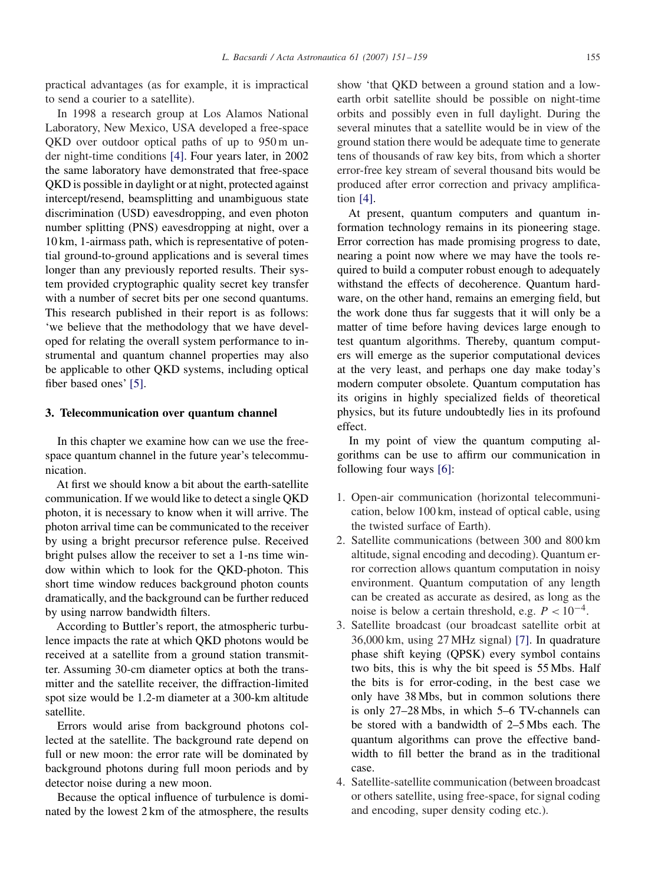practical advantages (as for example, it is impractical to send a courier to a satellite).

In 1998 a research group at Los Alamos National Laboratory, New Mexico, USA developed a free-space QKD over outdoor optical paths of up to 950 m under night-time conditions [4]. Four years later, in 2002 the same laboratory have demonstrated that free-space QKD is possible in daylight or at night, protected against intercept/resend, beamsplitting and unambiguous state discrimination (USD) eavesdropping, and even photon number splitting (PNS) eavesdropping at night, over a 10 km, 1-airmass path, which is representative of potential ground-to-ground applications and is several times longer than any previously reported results. Their system provided cryptographic quality secret key transfer with a number of secret bits per one second quantums. This research published in their report is as follows: 'we believe that the methodology that we have developed for relating the overall system performance to instrumental and quantum channel properties may also be applicable to other QKD systems, including optical fiber based ones' [5].

## 3. Telecommunication over quantum channel

In this chapter we examine how can we use the free-space quantum channel in the future year's telecommunication.

At first we should know a bit about the earth-satellite communication. If we would like to detect a single QKD photon, it is necessary to know when it will arrive. The photon arrival time can be communicated to the receiver by using a bright precursor reference pulse. Received bright pulses allow the receiver to set a 1-ns time window within which to look for the QKD-photon. This short time window reduces background photon counts dramatically, and the background can be further reduced by using narrow bandwidth filters.

According to Buttler's report, the atmospheric turbulence impacts the rate at which QKD photons would be received at a satellite from a ground station transmitter. Assuming 30-cm diameter optics at both the transmitter and the satellite receiver, the diffraction-limited spot size would be 1.2-m diameter at a 300-km altitude satellite.

Errors would arise from background photons collected at the satellite. The background rate depend on full or new moon: the error rate will be dominated by background photons during full moon periods and by detector noise during a new moon.

Because the optical influence of turbulence is dominated by the lowest 2 km of the atmosphere, the results show 'that QKD between a ground station and a low-earth orbit satellite should be possible on night-time orbits and possibly even in full daylight. During the several minutes that a satellite would be in view of the ground station there would be adequate time to generate tens of thousands of raw key bits, from which a shorter error-free key stream of several thousand bits would be produced after error correction and privacy amplification [4].

At present, quantum computers and quantum information technology remains in its pioneering stage. Error correction has made promising progress to date, nearing a point now where we may have the tools required to build a computer robust enough to adequately withstand the effects of decoherence. Quantum hardware, on the other hand, remains an emerging field, but the work done thus far suggests that it will only be a matter of time before having devices large enough to test quantum algorithms. Thereby, quantum computers will emerge as the superior computational devices at the very least, and perhaps one day make today's modern computer obsolete. Quantum computation has its origins in highly specialized fields of theoretical physics, but its future undoubtedly lies in its profound effect.

In my point of view the quantum computing algorithms can be use to affirm our communication in following four ways [6]:

1. Open-air communication (horizontal telecommunication, below 100 km, instead of optical cable, using the twisted surface of Earth).
2. Satellite communications (between 300 and 800 km altitude, signal encoding and decoding). Quantum error correction allows quantum computation in noisy environment. Quantum computation of any length can be created as accurate as desired, as long as the noise is below a certain threshold, e.g. $P < 10^{-4}$.
3. Satellite broadcast (our broadcast satellite orbit at 36,000 km, using 27 MHz signal) [7]. In quadrature phase shift keying (QPSK) every symbol contains two bits, this is why the bit speed is 55 Mbs. Half the bits is for error-coding, in the best case we only have 38 Mbs, but in common solutions there is only 27–28 Mbs, in which 5–6 TV-channels can be stored with a bandwidth of 2–5 Mbs each. The quantum algorithms can prove the effective bandwidth to fill better the brand as in the traditional case.
4. Satellite-satellite communication (between broadcast or others satellite, using free-space, for signal coding and encoding, super density coding etc.).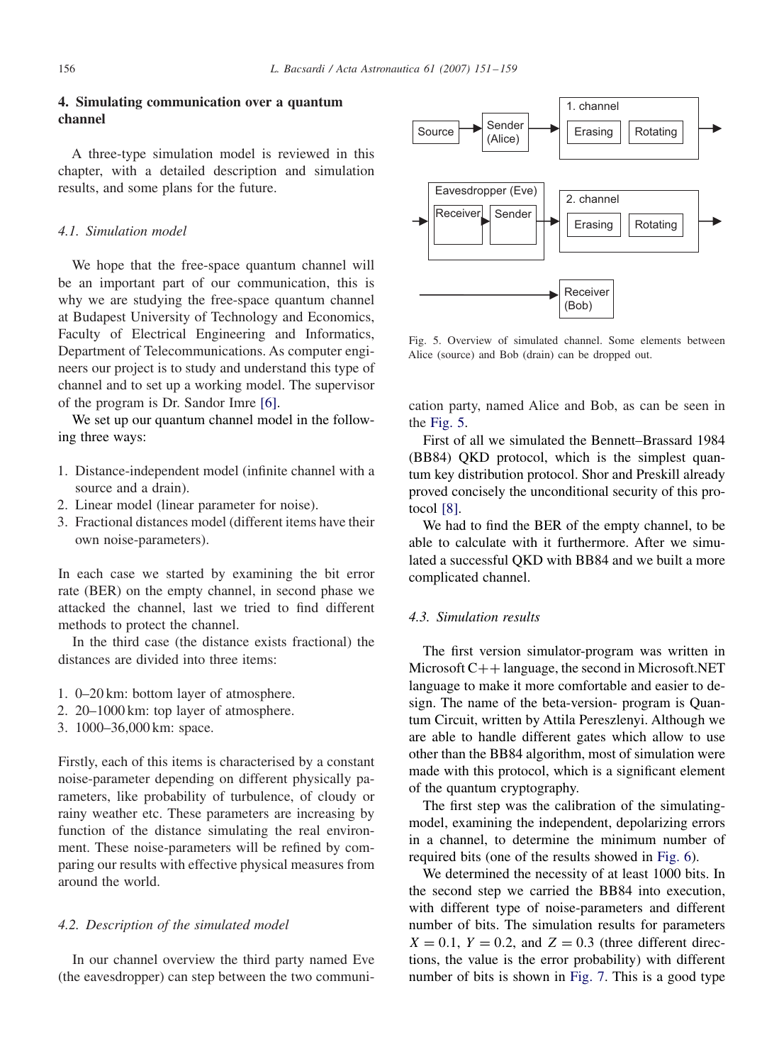## 4. Simulating communication over a quantum channel

A three-type simulation model is reviewed in this chapter, with a detailed description and simulation results, and some plans for the future.

### 4.1. Simulation model

We hope that the free-space quantum channel will be an important part of our communication, this is why we are studying the free-space quantum channel at Budapest University of Technology and Economics, Faculty of Electrical Engineering and Informatics, Department of Telecommunications. As computer engineers our project is to study and understand this type of channel and to set up a working model. The supervisor of the program is Dr. Sandor Imre [6].

We set up our quantum channel model in the following three ways:

1. Distance-independent model (infinite channel with a source and a drain).
2. Linear model (linear parameter for noise).
3. Fractional distances model (different items have their own noise-parameters).

In each case we started by examining the bit error rate (BER) on the empty channel, in second phase we attacked the channel, last we tried to find different methods to protect the channel.

In the third case (the distance exists fractional) the distances are divided into three items:

1. 0–20 km: bottom layer of atmosphere.
2. 20–1000 km: top layer of atmosphere.
3. 1000–36,000 km: space.

Firstly, each of this items is characterised by a constant noise-parameter depending on different physically parameters, like probability of turbulence, of cloudy or rainy weather etc. These parameters are increasing by function of the distance simulating the real environment. These noise-parameters will be refined by comparing our results with effective physical measures from around the world.

### 4.2. Description of the simulated model

In our channel overview the third party named Eve (the eavesdropper) can step between the two communication party, named Alice and Bob, as can be seen in the Fig. 5.

Source → Sender (Alice) → 1. channel [Erasing, Rotating] →

→ Eavesdropper (Eve) [Receiver → Sender] → 2. channel [Erasing, Rotating] →

→ Receiver (Bob)

Fig. 5. Overview of simulated channel. Some elements between Alice (source) and Bob (drain) can be dropped out.

First of all we simulated the Bennett–Brassard 1984 (BB84) QKD protocol, which is the simplest quantum key distribution protocol. Shor and Preskill already proved concisely the unconditional security of this protocol [8].

We had to find the BER of the empty channel, to be able to calculate with it furthermore. After we simulated a successful QKD with BB84 and we built a more complicated channel.

### 4.3. Simulation results

The first version simulator-program was written in Microsoft C++ language, the second in Microsoft.NET language to make it more comfortable and easier to design. The name of the beta-version- program is Quantum Circuit, written by Attila Pereszlenyi. Although we are able to handle different gates which allow to use other than the BB84 algorithm, most of simulation were made with this protocol, which is a significant element of the quantum cryptography.

The first step was the calibration of the simulating-model, examining the independent, depolarizing errors in a channel, to determine the minimum number of required bits (one of the results showed in Fig. 6).

We determined the necessity of at least 1000 bits. In the second step we carried the BB84 into execution, with different type of noise-parameters and different number of bits. The simulation results for parameters $X = 0.1$, $Y = 0.2$, and $Z = 0.3$ (three different directions, the value is the error probability) with different number of bits is shown in Fig. 7. This is a good type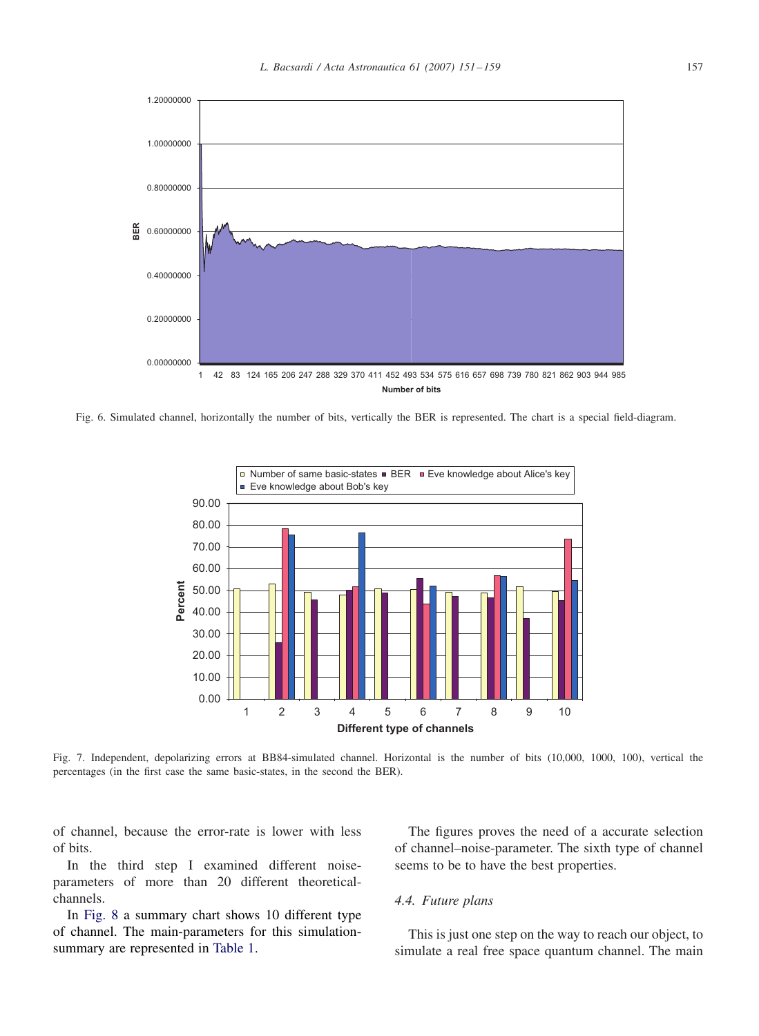Fig. 6. Simulated channel, horizontally the number of bits, vertically the BER is represented. The chart is a special field-diagram.

Fig. 7. Independent, depolarizing errors at BB84-simulated channel. Horizontal is the number of bits (10,000, 1000, 100), vertical the percentages (in the first case the same basic-states, in the second the BER).

of channel, because the error-rate is lower with less of bits.

In the third step I examined different noise-parameters of more than 20 different theoretical-channels.

In Fig. 8 a summary chart shows 10 different type of channel. The main-parameters for this simulation-summary are represented in Table 1.

The figures proves the need of a accurate selection of channel–noise-parameter. The sixth type of channel seems to be to have the best properties.

### 4.4. Future plans

This is just one step on the way to reach our object, to simulate a real free space quantum channel. The main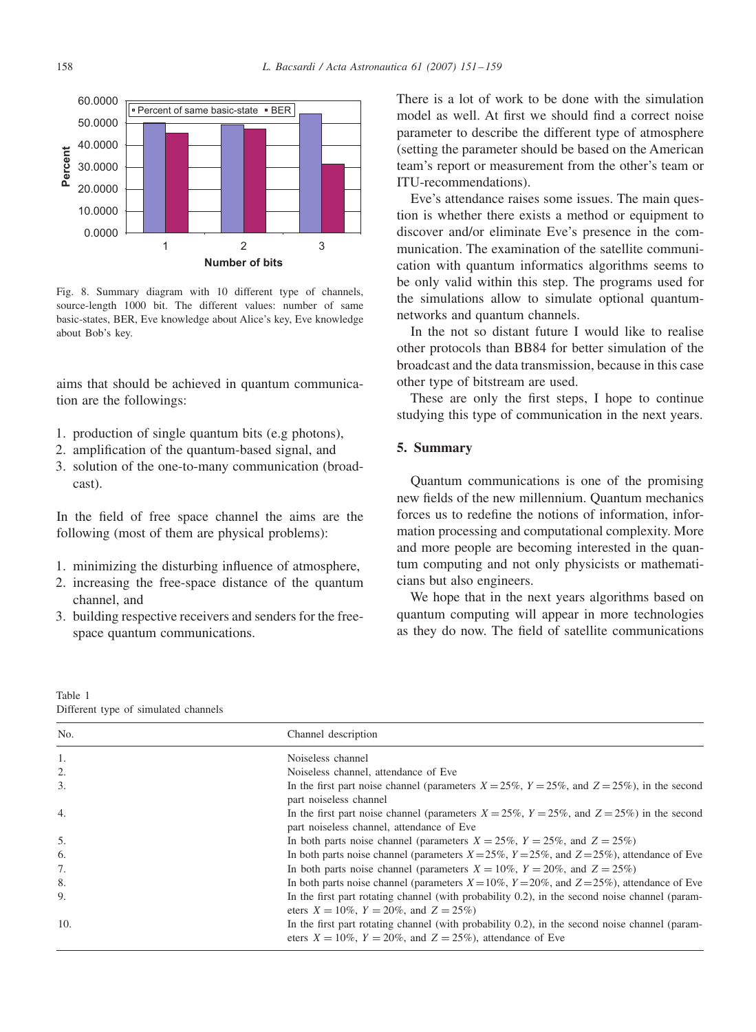Fig. 8. Summary diagram with 10 different type of channels, source-length 1000 bit. The different values: number of same basic-states, BER, Eve knowledge about Alice's key, Eve knowledge about Bob's key.

aims that should be achieved in quantum communication are the followings:

1. production of single quantum bits (e.g photons),
2. amplification of the quantum-based signal, and
3. solution of the one-to-many communication (broadcast).

In the field of free space channel the aims are the following (most of them are physical problems):

1. minimizing the disturbing influence of atmosphere,
2. increasing the free-space distance of the quantum channel, and
3. building respective receivers and senders for the free-space quantum communications.

There is a lot of work to be done with the simulation model as well. At first we should find a correct noise parameter to describe the different type of atmosphere (setting the parameter should be based on the American team's report or measurement from the other's team or ITU-recommendations).

Eve's attendance raises some issues. The main question is whether there exists a method or equipment to discover and/or eliminate Eve's presence in the communication. The examination of the satellite communication with quantum informatics algorithms seems to be only valid within this step. The programs used for the simulations allow to simulate optional quantum-networks and quantum channels.

In the not so distant future I would like to realise other protocols than BB84 for better simulation of the broadcast and the data transmission, because in this case other type of bitstream are used.

These are only the first steps, I hope to continue studying this type of communication in the next years.

## 5. Summary

Quantum communications is one of the promising new fields of the new millennium. Quantum mechanics forces us to redefine the notions of information, information processing and computational complexity. More and more people are becoming interested in the quantum computing and not only physicists or mathematicians but also engineers.

We hope that in the next years algorithms based on quantum computing will appear in more technologies as they do now. The field of satellite communications

Table 1
Different type of simulated channels

| No. | Channel description |
|---|---|
| 1. | Noiseless channel |
| 2. | Noiseless channel, attendance of Eve |
| 3. | In the first part noise channel (parameters $X = 25\%$, $Y = 25\%$, and $Z = 25\%$), in the second part noiseless channel |
| 4. | In the first part noise channel (parameters $X = 25\%$, $Y = 25\%$, and $Z = 25\%$) in the second part noiseless channel, attendance of Eve |
| 5. | In both parts noise channel (parameters $X = 25\%$, $Y = 25\%$, and $Z = 25\%$) |
| 6. | In both parts noise channel (parameters $X = 25\%$, $Y = 25\%$, and $Z = 25\%$), attendance of Eve |
| 7. | In both parts noise channel (parameters $X = 10\%$, $Y = 20\%$, and $Z = 25\%$) |
| 8. | In both parts noise channel (parameters $X = 10\%$, $Y = 20\%$, and $Z = 25\%$), attendance of Eve |
| 9. | In the first part rotating channel (with probability 0.2), in the second noise channel (parameters $X = 10\%$, $Y = 20\%$, and $Z = 25\%$) |
| 10. | In the first part rotating channel (with probability 0.2), in the second noise channel (parameters $X = 10\%$, $Y = 20\%$, and $Z = 25\%$), attendance of Eve |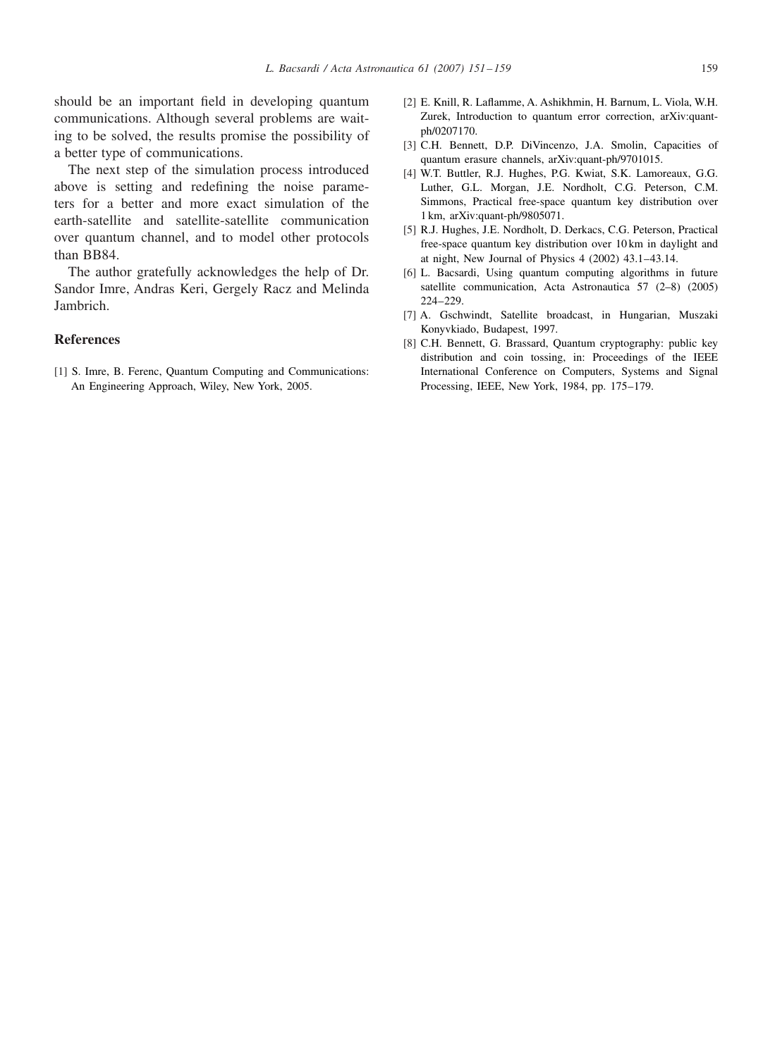should be an important field in developing quantum communications. Although several problems are waiting to be solved, the results promise the possibility of a better type of communications.

The next step of the simulation process introduced above is setting and redefining the noise parameters for a better and more exact simulation of the earth-satellite and satellite-satellite communication over quantum channel, and to model other protocols than BB84.

The author gratefully acknowledges the help of Dr. Sandor Imre, Andras Keri, Gergely Racz and Melinda Jambrich.

## References

[1] S. Imre, B. Ferenc, Quantum Computing and Communications: An Engineering Approach, Wiley, New York, 2005.

[2] E. Knill, R. Laflamme, A. Ashikhmin, H. Barnum, L. Viola, W.H. Zurek, Introduction to quantum error correction, arXiv:quant-ph/0207170.

[3] C.H. Bennett, D.P. DiVincenzo, J.A. Smolin, Capacities of quantum erasure channels, arXiv:quant-ph/9701015.

[4] W.T. Buttler, R.J. Hughes, P.G. Kwiat, S.K. Lamoreaux, G.G. Luther, G.L. Morgan, J.E. Nordholt, C.G. Peterson, C.M. Simmons, Practical free-space quantum key distribution over 1 km, arXiv:quant-ph/9805071.

[5] R.J. Hughes, J.E. Nordholt, D. Derkacs, C.G. Peterson, Practical free-space quantum key distribution over 10 km in daylight and at night, New Journal of Physics 4 (2002) 43.1–43.14.

[6] L. Bacsardi, Using quantum computing algorithms in future satellite communication, Acta Astronautica 57 (2–8) (2005) 224–229.

[7] A. Gschwindt, Satellite broadcast, in Hungarian, Muszaki Konyvkiado, Budapest, 1997.

[8] C.H. Bennett, G. Brassard, Quantum cryptography: public key distribution and coin tossing, in: Proceedings of the IEEE International Conference on Computers, Systems and Signal Processing, IEEE, New York, 1984, pp. 175–179.